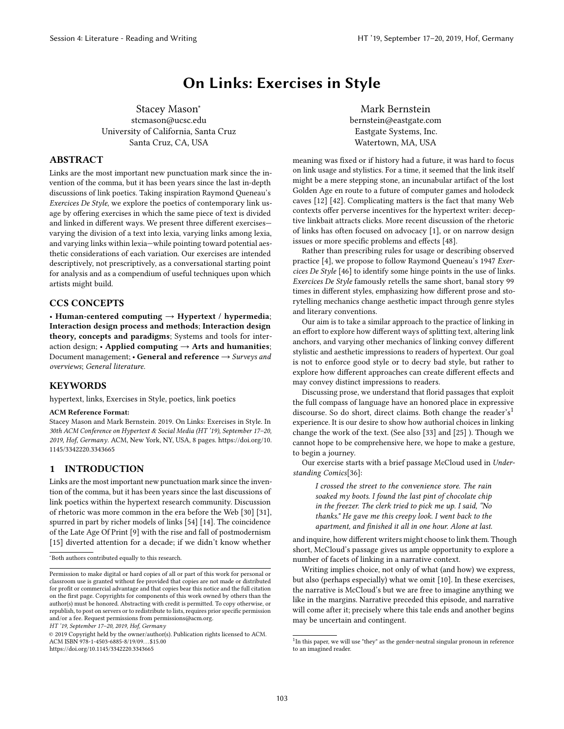# On Links: Exercises in Style

Stacey Mason*
stcmason@ucsc.edu
University of California, Santa Cruz
Santa Cruz, CA, USA

Mark Bernstein
bernstein@eastgate.com
Eastgate Systems, Inc.
Watertown, MA, USA

## ABSTRACT

Links are the most important new punctuation mark since the invention of the comma, but it has been years since the last in-depth discussions of link poetics. Taking inspiration Raymond Queneau's *Exercices De Style*, we explore the poetics of contemporary link usage by offering exercises in which the same piece of text is divided and linked in different ways. We present three different exercises—varying the division of a text into lexia, varying links among lexia, and varying links within lexia—while pointing toward potential aesthetic considerations of each variation. Our exercises are intended descriptively, not prescriptively, as a conversational starting point for analysis and as a compendium of useful techniques upon which artists might build.

## CCS CONCEPTS

• **Human-centered computing → Hypertext / hypermedia**; **Interaction design process and methods**; **Interaction design theory, concepts and paradigms**; Systems and tools for interaction design; • **Applied computing → Arts and humanities**; Document management; • **General and reference →** *Surveys and overviews*; *General literature.*

## KEYWORDS

hypertext, links, Exercises in Style, poetics, link poetics

**ACM Reference Format:**

Stacey Mason and Mark Bernstein. 2019. On Links: Exercises in Style. In *30th ACM Conference on Hypertext & Social Media (HT '19), September 17–20, 2019, Hof, Germany.* ACM, New York, NY, USA, 8 pages. https://doi.org/10.1145/3342220.3343665

## 1 INTRODUCTION

Links are the most important new punctuation mark since the invention of the comma, but it has been years since the last discussions of link poetics within the hypertext research community. Discussion of rhetoric was more common in the era before the Web [30] [31], spurred in part by richer models of links [54] [14]. The coincidence of the Late Age Of Print [9] with the rise and fall of postmodernism [15] diverted attention for a decade; if we didn't know whether meaning was fixed or if history had a future, it was hard to focus on link usage and stylistics. For a time, it seemed that the link itself might be a mere stepping stone, an incunabular artifact of the lost Golden Age en route to a future of computer games and holodeck caves [12] [42]. Complicating matters is the fact that many Web contexts offer perverse incentives for the hypertext writer: deceptive linkbait attracts clicks. More recent discussion of the rhetoric of links has often focused on advocacy [1], or on narrow design issues or more specific problems and effects [48].

Rather than prescribing rules for usage or describing observed practice [4], we propose to follow Raymond Queneau's 1947 *Exercices De Style* [46] to identify some hinge points in the use of links. *Exercices De Style* famously retells the same short, banal story 99 times in different styles, emphasizing how different prose and storytelling mechanics change aesthetic impact through genre styles and literary conventions.

Our aim is to take a similar approach to the practice of linking in an effort to explore how different ways of splitting text, altering link anchors, and varying other mechanics of linking convey different stylistic and aesthetic impressions to readers of hypertext. Our goal is not to enforce good style or to decry bad style, but rather to explore how different approaches can create different effects and may convey distinct impressions to readers.

Discussing prose, we understand that florid passages that exploit the full compass of language have an honored place in expressive discourse. So do short, direct claims. Both change the reader's[1] experience. It is our desire to show how authorial choices in linking change the work of the text. (See also [33] and [25] ). Though we cannot hope to be comprehensive here, we hope to make a gesture, to begin a journey.

Our exercise starts with a brief passage McCloud used in *Understanding Comics*[36]:

> *I crossed the street to the convenience store. The rain soaked my boots. I found the last pint of chocolate chip in the freezer. The clerk tried to pick me up. I said, "No thanks." He gave me this creepy look. I went back to the apartment, and finished it all in one hour. Alone at last.*

and inquire, how different writers might choose to link them. Though short, McCloud's passage gives us ample opportunity to explore a number of facets of linking in a narrative context.

Writing implies choice, not only of what (and how) we express, but also (perhaps especially) what we omit [10]. In these exercises, the narrative is McCloud's but we are free to imagine anything we like in the margins. Narrative preceded this episode, and narrative will come after it; precisely where this tale ends and another begins may be uncertain and contingent.

---

*Both authors contributed equally to this research.

[1] In this paper, we will use "they" as the gender-neutral singular pronoun in reference to an imagined reader.

Permission to make digital or hard copies of all or part of this work for personal or classroom use is granted without fee provided that copies are not made or distributed for profit or commercial advantage and that copies bear this notice and the full citation on the first page. Copyrights for components of this work owned by others than the author(s) must be honored. Abstracting with credit is permitted. To copy otherwise, or republish, to post on servers or to redistribute to lists, requires prior specific permission and/or a fee. Request permissions from permissions@acm.org.
*HT '19, September 17–20, 2019, Hof, Germany*
© 2019 Copyright held by the owner/author(s). Publication rights licensed to ACM.
ACM ISBN 978-1-4503-6885-8/19/09…$15.00
https://doi.org/10.1145/3342220.3343665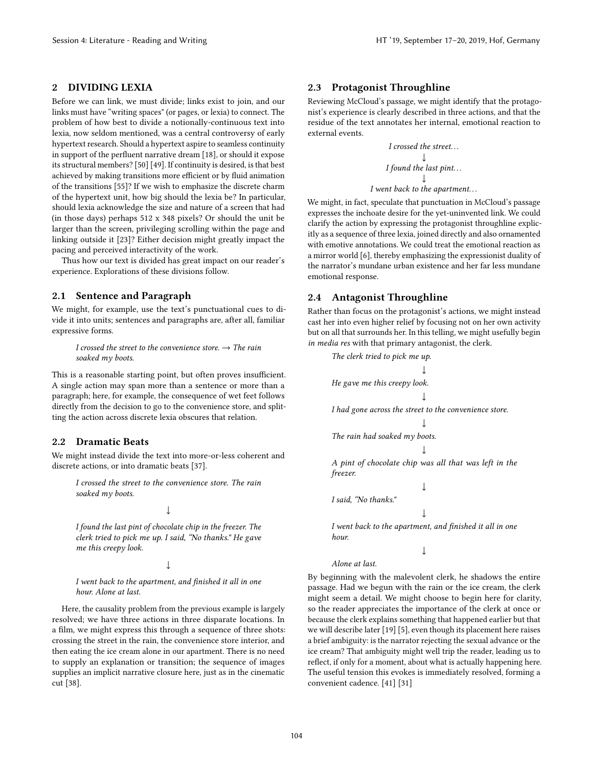## 2 DIVIDING LEXIA

Before we can link, we must divide; links exist to join, and our links must have "writing spaces" (or pages, or lexia) to connect. The problem of how best to divide a notionally-continuous text into lexia, now seldom mentioned, was a central controversy of early hypertext research. Should a hypertext aspire to seamless continuity in support of the perfluent narrative dream [18], or should it expose its structural members? [50] [49]. If continuity is desired, is that best achieved by making transitions more efficient or by fluid animation of the transitions [55]? If we wish to emphasize the discrete charm of the hypertext unit, how big should the lexia be? In particular, should lexia acknowledge the size and nature of a screen that had (in those days) perhaps 512 x 348 pixels? Or should the unit be larger than the screen, privileging scrolling within the page and linking outside it [23]? Either decision might greatly impact the pacing and perceived interactivity of the work.

Thus how our text is divided has great impact on our reader's experience. Explorations of these divisions follow.

### 2.1 Sentence and Paragraph

We might, for example, use the text's punctuational cues to divide it into units; sentences and paragraphs are, after all, familiar expressive forms.

> *I crossed the street to the convenience store.* → *The rain soaked my boots.*

This is a reasonable starting point, but often proves insufficient. A single action may span more than a sentence or more than a paragraph; here, for example, the consequence of wet feet follows directly from the decision to go to the convenience store, and splitting the action across discrete lexia obscures that relation.

### 2.2 Dramatic Beats

We might instead divide the text into more-or-less coherent and discrete actions, or into dramatic beats [37].

> *I crossed the street to the convenience store. The rain soaked my boots.*
>
> ↓
>
> *I found the last pint of chocolate chip in the freezer. The clerk tried to pick me up. I said, "No thanks." He gave me this creepy look.*
>
> ↓
>
> *I went back to the apartment, and finished it all in one hour. Alone at last.*

Here, the causality problem from the previous example is largely resolved; we have three actions in three disparate locations. In a film, we might express this through a sequence of three shots: crossing the street in the rain, the convenience store interior, and then eating the ice cream alone in our apartment. There is no need to supply an explanation or transition; the sequence of images supplies an implicit narrative closure here, just as in the cinematic cut [38].

### 2.3 Protagonist Throughline

Reviewing McCloud's passage, we might identify that the protagonist's experience is clearly described in three actions, and that the residue of the text annotates her internal, emotional reaction to external events.

> *I crossed the street...*
>
> ↓
>
> *I found the last pint...*
>
> ↓
>
> *I went back to the apartment...*

We might, in fact, speculate that punctuation in McCloud's passage expresses the inchoate desire for the yet-uninvented link. We could clarify the action by expressing the protagonist throughline explicitly as a sequence of three lexia, joined directly and also ornamented with emotive annotations. We could treat the emotional reaction as a mirror world [6], thereby emphasizing the expressionist duality of the narrator's mundane urban existence and her far less mundane emotional response.

### 2.4 Antagonist Throughline

Rather than focus on the protagonist's actions, we might instead cast her into even higher relief by focusing not on her own activity but on all that surrounds her. In this telling, we might usefully begin *in media res* with that primary antagonist, the clerk.

> *The clerk tried to pick me up.*
>
> ↓
>
> *He gave me this creepy look.*
>
> ↓
>
> *I had gone across the street to the convenience store.*
>
> ↓
>
> *The rain had soaked my boots.*
>
> ↓
>
> *A pint of chocolate chip was all that was left in the freezer.*
>
> ↓
>
> *I said, "No thanks."*
>
> ↓
>
> *I went back to the apartment, and finished it all in one hour.*
>
> ↓
>
> *Alone at last.*

By beginning with the malevolent clerk, he shadows the entire passage. Had we begun with the rain or the ice cream, the clerk might seem a detail. We might choose to begin here for clarity, so the reader appreciates the importance of the clerk at once or because the clerk explains something that happened earlier but that we will describe later [19] [5], even though its placement here raises a brief ambiguity: is the narrator rejecting the sexual advance or the ice cream? That ambiguity might well trip the reader, leading us to reflect, if only for a moment, about what is actually happening here. The useful tension this evokes is immediately resolved, forming a convenient cadence. [41] [31]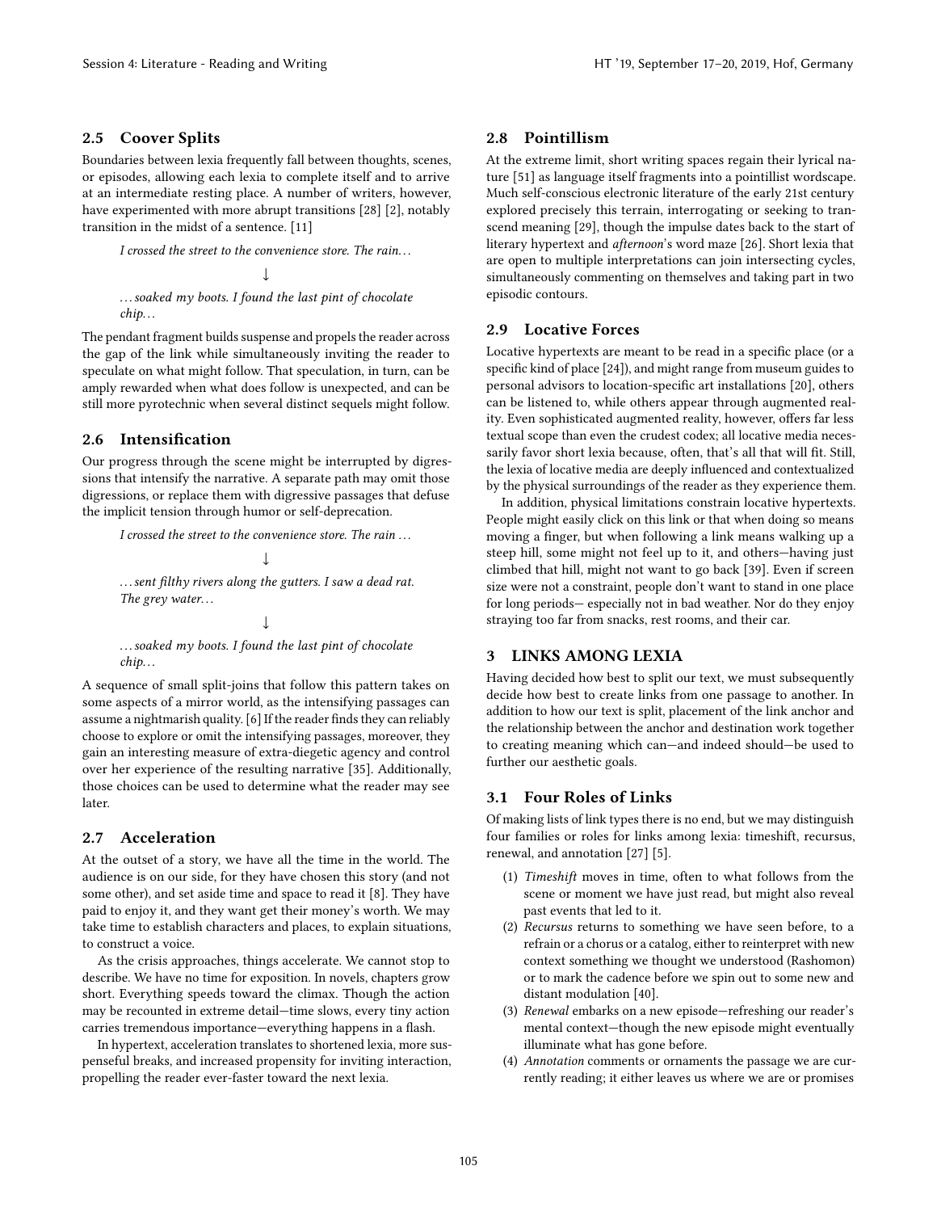## 2.5 Coover Splits

Boundaries between lexia frequently fall between thoughts, scenes, or episodes, allowing each lexia to complete itself and to arrive at an intermediate resting place. A number of writers, however, have experimented with more abrupt transitions [28] [2], notably transition in the midst of a sentence. [11]

> *I crossed the street to the convenience store. The rain…*
>
> ↓
>
> *…soaked my boots. I found the last pint of chocolate chip…*

The pendant fragment builds suspense and propels the reader across the gap of the link while simultaneously inviting the reader to speculate on what might follow. That speculation, in turn, can be amply rewarded when what does follow is unexpected, and can be still more pyrotechnic when several distinct sequels might follow.

## 2.6 Intensification

Our progress through the scene might be interrupted by digressions that intensify the narrative. A separate path may omit those digressions, or replace them with digressive passages that defuse the implicit tension through humor or self-deprecation.

> *I crossed the street to the convenience store. The rain …*
>
> ↓
>
> *…sent filthy rivers along the gutters. I saw a dead rat. The grey water…*
>
> ↓
>
> *…soaked my boots. I found the last pint of chocolate chip…*

A sequence of small split-joins that follow this pattern takes on some aspects of a mirror world, as the intensifying passages can assume a nightmarish quality. [6] If the reader finds they can reliably choose to explore or omit the intensifying passages, moreover, they gain an interesting measure of extra-diegetic agency and control over her experience of the resulting narrative [35]. Additionally, those choices can be used to determine what the reader may see later.

## 2.7 Acceleration

At the outset of a story, we have all the time in the world. The audience is on our side, for they have chosen this story (and not some other), and set aside time and space to read it [8]. They have paid to enjoy it, and they want get their money's worth. We may take time to establish characters and places, to explain situations, to construct a voice.

As the crisis approaches, things accelerate. We cannot stop to describe. We have no time for exposition. In novels, chapters grow short. Everything speeds toward the climax. Though the action may be recounted in extreme detail—time slows, every tiny action carries tremendous importance—everything happens in a flash.

In hypertext, acceleration translates to shortened lexia, more suspenseful breaks, and increased propensity for inviting interaction, propelling the reader ever-faster toward the next lexia.

## 2.8 Pointillism

At the extreme limit, short writing spaces regain their lyrical nature [51] as language itself fragments into a pointillist wordscape. Much self-conscious electronic literature of the early 21st century explored precisely this terrain, interrogating or seeking to transcend meaning [29], though the impulse dates back to the start of literary hypertext and *afternoon*'s word maze [26]. Short lexia that are open to multiple interpretations can join intersecting cycles, simultaneously commenting on themselves and taking part in two episodic contours.

## 2.9 Locative Forces

Locative hypertexts are meant to be read in a specific place (or a specific kind of place [24]), and might range from museum guides to personal advisors to location-specific art installations [20], others can be listened to, while others appear through augmented reality. Even sophisticated augmented reality, however, offers far less textual scope than even the crudest codex; all locative media necessarily favor short lexia because, often, that's all that will fit. Still, the lexia of locative media are deeply influenced and contextualized by the physical surroundings of the reader as they experience them.

In addition, physical limitations constrain locative hypertexts. People might easily click on this link or that when doing so means moving a finger, but when following a link means walking up a steep hill, some might not feel up to it, and others—having just climbed that hill, might not want to go back [39]. Even if screen size were not a constraint, people don't want to stand in one place for long periods— especially not in bad weather. Nor do they enjoy straying too far from snacks, rest rooms, and their car.

# 3 LINKS AMONG LEXIA

Having decided how best to split our text, we must subsequently decide how best to create links from one passage to another. In addition to how our text is split, placement of the link anchor and the relationship between the anchor and destination work together to creating meaning which can—and indeed should—be used to further our aesthetic goals.

## 3.1 Four Roles of Links

Of making lists of link types there is no end, but we may distinguish four families or roles for links among lexia: timeshift, recursus, renewal, and annotation [27] [5].

1. *Timeshift* moves in time, often to what follows from the scene or moment we have just read, but might also reveal past events that led to it.
2. *Recursus* returns to something we have seen before, to a refrain or a chorus or a catalog, either to reinterpret with new context something we thought we understood (Rashomon) or to mark the cadence before we spin out to some new and distant modulation [40].
3. *Renewal* embarks on a new episode—refreshing our reader's mental context—though the new episode might eventually illuminate what has gone before.
4. *Annotation* comments or ornaments the passage we are currently reading; it either leaves us where we are or promises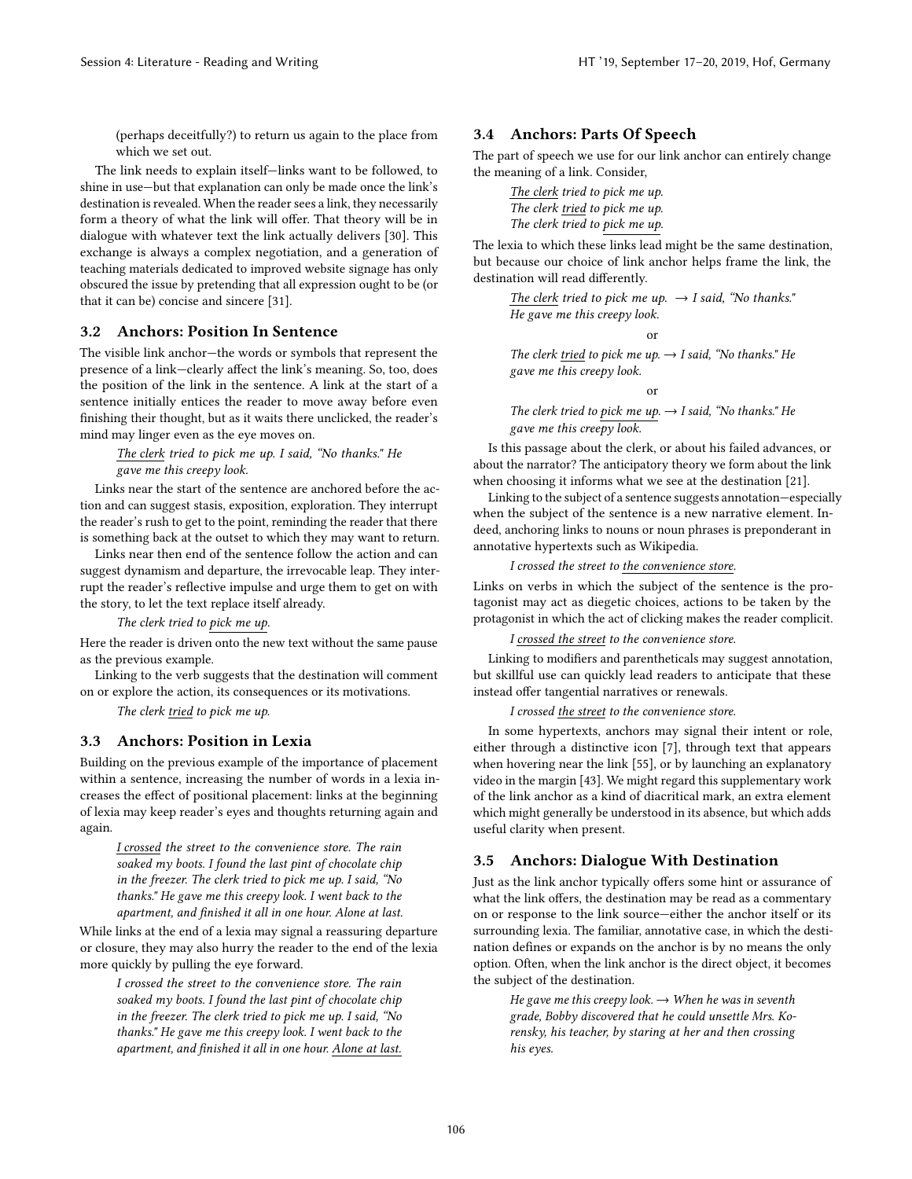(perhaps deceitfully?) to return us again to the place from which we set out.

The link needs to explain itself—links want to be followed, to shine in use—but that explanation can only be made once the link's destination is revealed. When the reader sees a link, they necessarily form a theory of what the link will offer. That theory will be in dialogue with whatever text the link actually delivers [30]. This exchange is always a complex negotiation, and a generation of teaching materials dedicated to improved website signage has only obscured the issue by pretending that all expression ought to be (or that it can be) concise and sincere [31].

## 3.2 Anchors: Position In Sentence

The visible link anchor—the words or symbols that represent the presence of a link—clearly affect the link's meaning. So, too, does the position of the link in the sentence. A link at the start of a sentence initially entices the reader to move away before even finishing their thought, but as it waits there unclicked, the reader's mind may linger even as the eye moves on.

> *The clerk tried to pick me up. I said, "No thanks." He gave me this creepy look.*

Links near the start of the sentence are anchored before the action and can suggest stasis, exposition, exploration. They interrupt the reader's rush to get to the point, reminding the reader that there is something back at the outset to which they may want to return.

Links near then end of the sentence follow the action and can suggest dynamism and departure, the irrevocable leap. They interrupt the reader's reflective impulse and urge them to get on with the story, to let the text replace itself already.

> *The clerk tried to pick me up.*

Here the reader is driven onto the new text without the same pause as the previous example.

Linking to the verb suggests that the destination will comment on or explore the action, its consequences or its motivations.

> *The clerk tried to pick me up.*

## 3.3 Anchors: Position in Lexia

Building on the previous example of the importance of placement within a sentence, increasing the number of words in a lexia increases the effect of positional placement: links at the beginning of lexia may keep reader's eyes and thoughts returning again and again.

> *I crossed the street to the convenience store. The rain soaked my boots. I found the last pint of chocolate chip in the freezer. The clerk tried to pick me up. I said, "No thanks." He gave me this creepy look. I went back to the apartment, and finished it all in one hour. Alone at last.*

While links at the end of a lexia may signal a reassuring departure or closure, they may also hurry the reader to the end of the lexia more quickly by pulling the eye forward.

> *I crossed the street to the convenience store. The rain soaked my boots. I found the last pint of chocolate chip in the freezer. The clerk tried to pick me up. I said, "No thanks." He gave me this creepy look. I went back to the apartment, and finished it all in one hour. Alone at last.*

## 3.4 Anchors: Parts Of Speech

The part of speech we use for our link anchor can entirely change the meaning of a link. Consider,

> *The clerk tried to pick me up.*
> *The clerk tried to pick me up.*
> *The clerk tried to pick me up.*

The lexia to which these links lead might be the same destination, but because our choice of link anchor helps frame the link, the destination will read differently.

> *The clerk tried to pick me up.* → *I said, "No thanks." He gave me this creepy look.*
>
> or
>
> *The clerk tried to pick me up.* → *I said, "No thanks." He gave me this creepy look.*
>
> or
>
> *The clerk tried to pick me up.* → *I said, "No thanks." He gave me this creepy look.*

Is this passage about the clerk, or about his failed advances, or about the narrator? The anticipatory theory we form about the link when choosing it informs what we see at the destination [21].

Linking to the subject of a sentence suggests annotation—especially when the subject of the sentence is a new narrative element. Indeed, anchoring links to nouns or noun phrases is preponderant in annotative hypertexts such as Wikipedia.

> *I crossed the street to the convenience store.*

Links on verbs in which the subject of the sentence is the protagonist may act as diegetic choices, actions to be taken by the protagonist in which the act of clicking makes the reader complicit.

> *I crossed the street to the convenience store.*

Linking to modifiers and parentheticals may suggest annotation, but skillful use can quickly lead readers to anticipate that these instead offer tangential narratives or renewals.

> *I crossed the street to the convenience store.*

In some hypertexts, anchors may signal their intent or role, either through a distinctive icon [7], through text that appears when hovering near the link [55], or by launching an explanatory video in the margin [43]. We might regard this supplementary work of the link anchor as a kind of diacritical mark, an extra element which might generally be understood in its absence, but which adds useful clarity when present.

## 3.5 Anchors: Dialogue With Destination

Just as the link anchor typically offers some hint or assurance of what the link offers, the destination may be read as a commentary on or response to the link source—either the anchor itself or its surrounding lexia. The familiar, annotative case, in which the destination defines or expands on the anchor is by no means the only option. Often, when the link anchor is the direct object, it becomes the subject of the destination.

> *He gave me this creepy look.* → *When he was in seventh grade, Bobby discovered that he could unsettle Mrs. Korensky, his teacher, by staring at her and then crossing his eyes.*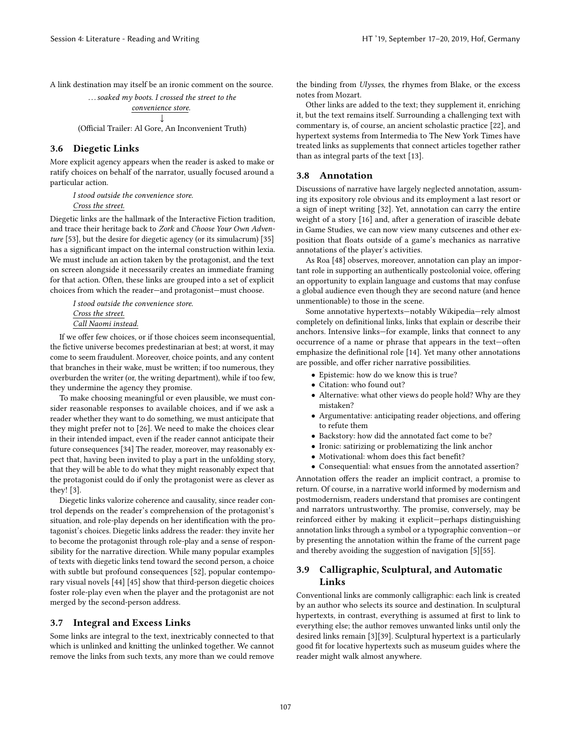A link destination may itself be an ironic comment on the source.

*…soaked my boots. I crossed the street to the* *convenience store.*

↓

(Official Trailer: Al Gore, An Inconvenient Truth)

### 3.6 Diegetic Links

More explicit agency appears when the reader is asked to make or ratify choices on behalf of the narrator, usually focused around a particular action.

*I stood outside the convenience store.*
*Cross the street.*

Diegetic links are the hallmark of the Interactive Fiction tradition, and trace their heritage back to *Zork* and *Choose Your Own Adventure* [53], but the desire for diegetic agency (or its simulacrum) [35] has a significant impact on the internal construction within lexia. We must include an action taken by the protagonist, and the text on screen alongside it necessarily creates an immediate framing for that action. Often, these links are grouped into a set of explicit choices from which the reader—and protagonist—must choose.

*I stood outside the convenience store.*
*Cross the street.*
*Call Naomi instead.*

If we offer few choices, or if those choices seem inconsequential, the fictive universe becomes predestinarian at best; at worst, it may come to seem fraudulent. Moreover, choice points, and any content that branches in their wake, must be written; if too numerous, they overburden the writer (or, the writing department), while if too few, they undermine the agency they promise.

To make choosing meaningful or even plausible, we must consider reasonable responses to available choices, and if we ask a reader whether they want to do something, we must anticipate that they might prefer not to [26]. We need to make the choices clear in their intended impact, even if the reader cannot anticipate their future consequences [34] The reader, moreover, may reasonably expect that, having been invited to play a part in the unfolding story, that they will be able to do what they might reasonably expect that the protagonist could do if only the protagonist were as clever as they! [3].

Diegetic links valorize coherence and causality, since reader control depends on the reader's comprehension of the protagonist's situation, and role-play depends on her identification with the protagonist's choices. Diegetic links address the reader: they invite her to become the protagonist through role-play and a sense of responsibility for the narrative direction. While many popular examples of texts with diegetic links tend toward the second person, a choice with subtle but profound consequences [52], popular contemporary visual novels [44] [45] show that third-person diegetic choices foster role-play even when the player and the protagonist are not merged by the second-person address.

### 3.7 Integral and Excess Links

Some links are integral to the text, inextricably connected to that which is unlinked and knitting the unlinked together. We cannot remove the links from such texts, any more than we could remove the binding from *Ulysses*, the rhymes from Blake, or the excess notes from Mozart.

Other links are added to the text; they supplement it, enriching it, but the text remains itself. Surrounding a challenging text with commentary is, of course, an ancient scholastic practice [22], and hypertext systems from Intermedia to The New York Times have treated links as supplements that connect articles together rather than as integral parts of the text [13].

### 3.8 Annotation

Discussions of narrative have largely neglected annotation, assuming its expository role obvious and its employment a last resort or a sign of inept writing [32]. Yet, annotation can carry the entire weight of a story [16] and, after a generation of irascible debate in Game Studies, we can now view many cutscenes and other exposition that floats outside of a game's mechanics as narrative annotations of the player's activities.

As Roa [48] observes, moreover, annotation can play an important role in supporting an authentically postcolonial voice, offering an opportunity to explain language and customs that may confuse a global audience even though they are second nature (and hence unmentionable) to those in the scene.

Some annotative hypertexts—notably Wikipedia—rely almost completely on definitional links, links that explain or describe their anchors. Intensive links—for example, links that connect to any occurrence of a name or phrase that appears in the text—often emphasize the definitional role [14]. Yet many other annotations are possible, and offer richer narrative possibilities.

- Epistemic: how do we know this is true?
- Citation: who found out?
- Alternative: what other views do people hold? Why are they mistaken?
- Argumentative: anticipating reader objections, and offering to refute them
- Backstory: how did the annotated fact come to be?
- Ironic: satirizing or problematizing the link anchor
- Motivational: whom does this fact benefit?
- Consequential: what ensues from the annotated assertion?

Annotation offers the reader an implicit contract, a promise to return. Of course, in a narrative world informed by modernism and postmodernism, readers understand that promises are contingent and narrators untrustworthy. The promise, conversely, may be reinforced either by making it explicit—perhaps distinguishing annotation links through a symbol or a typographic convention—or by presenting the annotation within the frame of the current page and thereby avoiding the suggestion of navigation [5][55].

### 3.9 Calligraphic, Sculptural, and Automatic Links

Conventional links are commonly calligraphic: each link is created by an author who selects its source and destination. In sculptural hypertexts, in contrast, everything is assumed at first to link to everything else; the author removes unwanted links until only the desired links remain [3][39]. Sculptural hypertext is a particularly good fit for locative hypertexts such as museum guides where the reader might walk almost anywhere.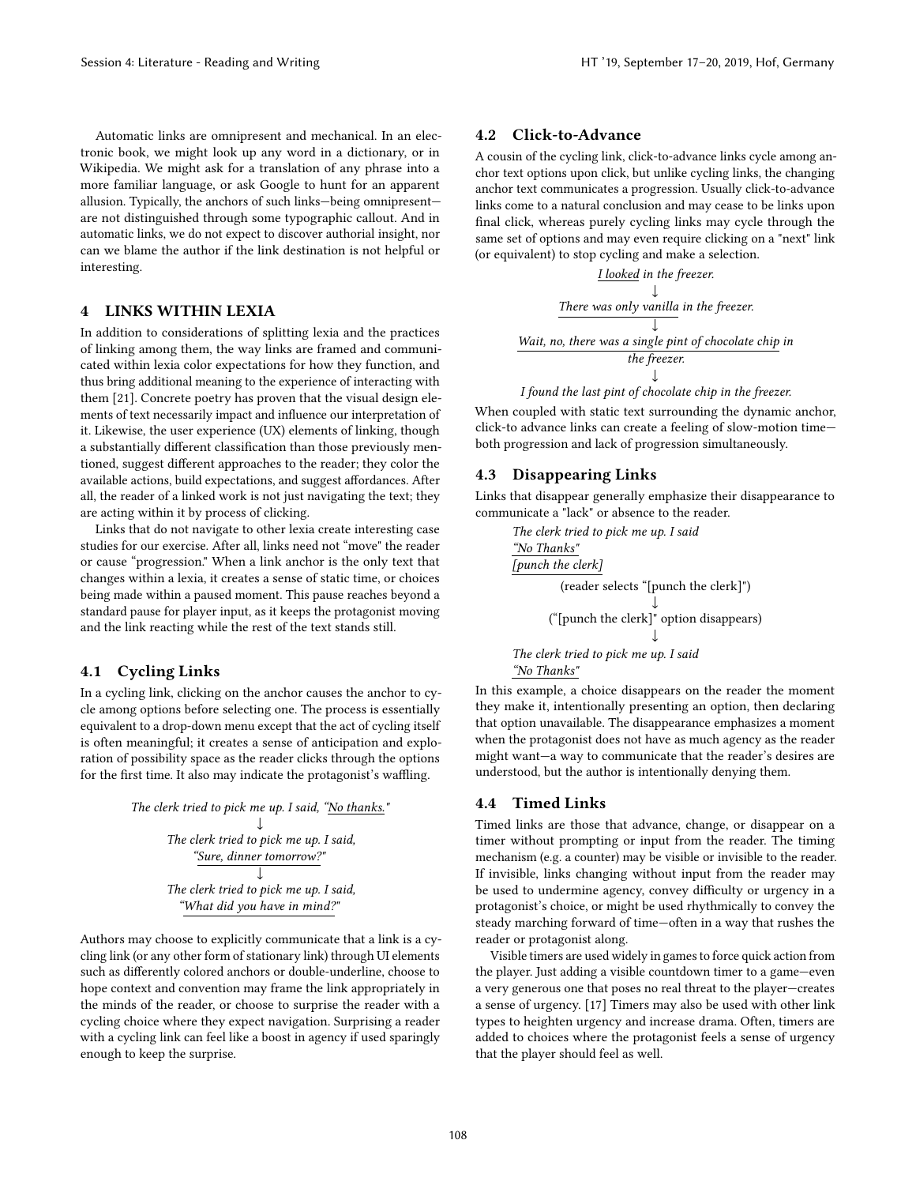Automatic links are omnipresent and mechanical. In an electronic book, we might look up any word in a dictionary, or in Wikipedia. We might ask for a translation of any phrase into a more familiar language, or ask Google to hunt for an apparent allusion. Typically, the anchors of such links—being omnipresent—are not distinguished through some typographic callout. And in automatic links, we do not expect to discover authorial insight, nor can we blame the author if the link destination is not helpful or interesting.

## 4 LINKS WITHIN LEXIA

In addition to considerations of splitting lexia and the practices of linking among them, the way links are framed and communicated within lexia color expectations for how they function, and thus bring additional meaning to the experience of interacting with them [21]. Concrete poetry has proven that the visual design elements of text necessarily impact and influence our interpretation of it. Likewise, the user experience (UX) elements of linking, though a substantially different classification than those previously mentioned, suggest different approaches to the reader; they color the available actions, build expectations, and suggest affordances. After all, the reader of a linked work is not just navigating the text; they are acting within it by process of clicking.

Links that do not navigate to other lexia create interesting case studies for our exercise. After all, links need not "move" the reader or cause "progression." When a link anchor is the only text that changes within a lexia, it creates a sense of static time, or choices being made within a paused moment. This pause reaches beyond a standard pause for player input, as it keeps the protagonist moving and the link reacting while the rest of the text stands still.

### 4.1 Cycling Links

In a cycling link, clicking on the anchor causes the anchor to cycle among options before selecting one. The process is essentially equivalent to a drop-down menu except that the act of cycling itself is often meaningful; it creates a sense of anticipation and exploration of possibility space as the reader clicks through the options for the first time. It also may indicate the protagonist's waffling.

*The clerk tried to pick me up. I said, "No thanks."*
↓
*The clerk tried to pick me up. I said, "Sure, dinner tomorrow?"*
↓
*The clerk tried to pick me up. I said, "What did you have in mind?"*

Authors may choose to explicitly communicate that a link is a cycling link (or any other form of stationary link) through UI elements such as differently colored anchors or double-underline, choose to hope context and convention may frame the link appropriately in the minds of the reader, or choose to surprise the reader with a cycling choice where they expect navigation. Surprising a reader with a cycling link can feel like a boost in agency if used sparingly enough to keep the surprise.

### 4.2 Click-to-Advance

A cousin of the cycling link, click-to-advance links cycle among anchor text options upon click, but unlike cycling links, the changing anchor text communicates a progression. Usually click-to-advance links come to a natural conclusion and may cease to be links upon final click, whereas purely cycling links may cycle through the same set of options and may even require clicking on a "next" link (or equivalent) to stop cycling and make a selection.

*I looked in the freezer.*
↓
*There was only vanilla in the freezer.*
↓
*Wait, no, there was a single pint of chocolate chip in the freezer.*
↓
*I found the last pint of chocolate chip in the freezer.*

When coupled with static text surrounding the dynamic anchor, click-to-advance links can create a feeling of slow-motion time—both progression and lack of progression simultaneously.

### 4.3 Disappearing Links

Links that disappear generally emphasize their disappearance to communicate a "lack" or absence to the reader.

*The clerk tried to pick me up. I said*
*"No Thanks"*
*[punch the clerk]*

(reader selects "[punch the clerk]")
↓
("[punch the clerk]" option disappears)
↓

*The clerk tried to pick me up. I said*
*"No Thanks"*

In this example, a choice disappears on the reader the moment they make it, intentionally presenting an option, then declaring that option unavailable. The disappearance emphasizes a moment when the protagonist does not have as much agency as the reader might want—a way to communicate that the reader's desires are understood, but the author is intentionally denying them.

### 4.4 Timed Links

Timed links are those that advance, change, or disappear on a timer without prompting or input from the reader. The timing mechanism (e.g. a counter) may be visible or invisible to the reader. If invisible, links changing without input from the reader may be used to undermine agency, convey difficulty or urgency in a protagonist's choice, or might be used rhythmically to convey the steady marching forward of time—often in a way that rushes the reader or protagonist along.

Visible timers are used widely in games to force quick action from the player. Just adding a visible countdown timer to a game—even a very generous one that poses no real threat to the player—creates a sense of urgency. [17] Timers may also be used with other link types to heighten urgency and increase drama. Often, timers are added to choices where the protagonist feels a sense of urgency that the player should feel as well.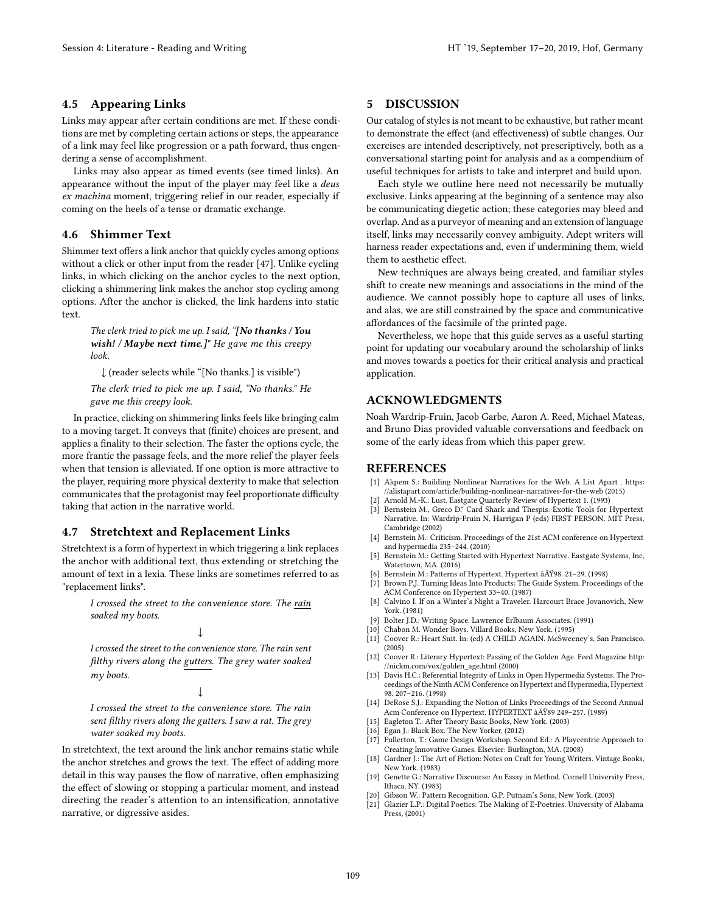## 4.5 Appearing Links

Links may appear after certain conditions are met. If these conditions are met by completing certain actions or steps, the appearance of a link may feel like progression or a path forward, thus engendering a sense of accomplishment.

Links may also appear as timed events (see timed links). An appearance without the input of the player may feel like a *deus ex machina* moment, triggering relief in our reader, especially if coming on the heels of a tense or dramatic exchange.

## 4.6 Shimmer Text

Shimmer text offers a link anchor that quickly cycles among options without a click or other input from the reader [47]. Unlike cycling links, in which clicking on the anchor cycles to the next option, clicking a shimmering link makes the anchor stop cycling among options. After the anchor is clicked, the link hardens into static text.

> *The clerk tried to pick me up. I said, "[**No thanks / You wish! / Maybe next time.**]" He gave me this creepy look.*
>
> ↓ (reader selects while "[No thanks.] is visible")
>
> *The clerk tried to pick me up. I said, "No thanks." He gave me this creepy look.*

In practice, clicking on shimmering links feels like bringing calm to a moving target. It conveys that (finite) choices are present, and applies a finality to their selection. The faster the options cycle, the more frantic the passage feels, and the more relief the player feels when that tension is alleviated. If one option is more attractive to the player, requiring more physical dexterity to make that selection communicates that the protagonist may feel proportionate difficulty taking that action in the narrative world.

## 4.7 Stretchtext and Replacement Links

Stretchtext is a form of hypertext in which triggering a link replaces the anchor with additional text, thus extending or stretching the amount of text in a lexia. These links are sometimes referred to as "replacement links".

> *I crossed the street to the convenience store. The rain soaked my boots.*
>
> ↓
>
> *I crossed the street to the convenience store. The rain sent filthy rivers along the gutters. The grey water soaked my boots.*
>
> ↓
>
> *I crossed the street to the convenience store. The rain sent filthy rivers along the gutters. I saw a rat. The grey water soaked my boots.*

In stretchtext, the text around the link anchor remains static while the anchor stretches and grows the text. The effect of adding more detail in this way pauses the flow of narrative, often emphasizing the effect of slowing or stopping a particular moment, and instead directing the reader's attention to an intensification, annotative narrative, or digressive asides.

# 5 DISCUSSION

Our catalog of styles is not meant to be exhaustive, but rather meant to demonstrate the effect (and effectiveness) of subtle changes. Our exercises are intended descriptively, not prescriptively, both as a conversational starting point for analysis and as a compendium of useful techniques for artists to take and interpret and build upon.

Each style we outline here need not necessarily be mutually exclusive. Links appearing at the beginning of a sentence may also be communicating diegetic action; these categories may bleed and overlap. And as a purveyor of meaning and an extension of language itself, links may necessarily convey ambiguity. Adept writers will harness reader expectations and, even if undermining them, wield them to aesthetic effect.

New techniques are always being created, and familiar styles shift to create new meanings and associations in the mind of the audience. We cannot possibly hope to capture all uses of links, and alas, we are still constrained by the space and communicative affordances of the facsimile of the printed page.

Nevertheless, we hope that this guide serves as a useful starting point for updating our vocabulary around the scholarship of links and moves towards a poetics for their critical analysis and practical application.

# ACKNOWLEDGMENTS

Noah Wardrip-Fruin, Jacob Garbe, Aaron A. Reed, Michael Mateas, and Bruno Dias provided valuable conversations and feedback on some of the early ideas from which this paper grew.

# REFERENCES

- [1] Akpem S.: Building Nonlinear Narratives for the Web. A List Apart . https://alistapart.com/article/building-nonlinear-narratives-for-the-web (2015)
- [2] Arnold M.-K.: Lust. Eastgate Quarterly Review of Hypertext 1. (1993)
- [3] Bernstein M., Greco D." Card Shark and Thespis: Exotic Tools for Hypertext Narrative. In: Wardrip-Fruin N, Harrigan P (eds) FIRST PERSON. MIT Press, Cambridge (2002)
- [4] Bernstein M.: Criticism. Proceedings of the 21st ACM conference on Hypertext and hypermedia 235–244. (2010)
- [5] Bernstein M.: Getting Started with Hypertext Narrative. Eastgate Systems, Inc, Watertown, MA. (2016)
- [6] Bernstein M.: Patterns of Hypertext. Hypertext âĂŸ98. 21–29. (1998)
- [7] Brown P.J. Turning Ideas Into Products: The Guide System. Proceedings of the ACM Conference on Hypertext 33–40. (1987)
- [8] Calvino I. If on a Winter's Night a Traveler. Harcourt Brace Jovanovich, New York. (1981)
- [9] Bolter J.D.: Writing Space. Lawrence Erlbaum Associates. (1991)
- [10] Chabon M. Wonder Boys. Villard Books, New York. (1995)
- [11] Coover R.: Heart Suit. In: (ed) A CHILD AGAIN. McSweeney's, San Francisco. (2005)
- [12] Coover R.: Literary Hypertext: Passing of the Golden Age. Feed Magazine http://nickm.com/vox/golden_age.html (2000)
- [13] Davis H.C.: Referential Integrity of Links in Open Hypermedia Systems. The Proceedings of the Ninth ACM Conference on Hypertext and Hypermedia, Hypertext 98. 207–216. (1998)
- [14] DeRose S.J.: Expanding the Notion of Links Proceedings of the Second Annual Acm Conference on Hypertext. HYPERTEXT âĂŸ89 249–257. (1989)
- [15] Eagleton T.: After Theory Basic Books, New York. (2003)
- [16] Egan J.: Black Box. The New Yorker. (2012)
- [17] Fullerton, T.: Game Design Workshop, Second Ed.: A Playcentric Approach to Creating Innovative Games. Elsevier: Burlington, MA. (2008)
- [18] Gardner J.: The Art of Fiction: Notes on Craft for Young Writers. Vintage Books, New York. (1983)
- [19] Genette G.: Narrative Discourse: An Essay in Method. Cornell University Press, Ithaca, NY. (1983)
- [20] Gibson W.: Pattern Recognition. G.P. Putnam's Sons, New York. (2003)
- [21] Glazier L.P.: Digital Poetics: The Making of E-Poetries. University of Alabama Press, (2001)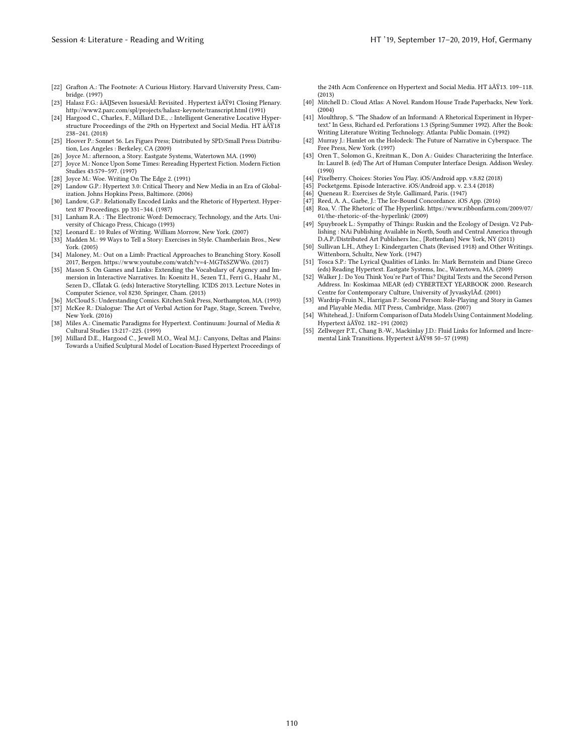[22] Grafton A.: The Footnote: A Curious History. Harvard University Press, Cambridge. (1997)

[23] Halasz F.G.: âĂIJSeven IssuesâĂİ: Revisited . Hypertext âĂŸ91 Closing Plenary. http://www2.parc.com/spl/projects/halasz-keynote/transcript.html (1991)

[24] Hargood C., Charles, F., Millard D.E., .: Intelligent Generative Locative Hyperstructure Proceedings of the 29th on Hypertext and Social Media. HT âĂŸ18 238–241. (2018)

[25] Hoover P.: Sonnet 56. Les Figues Press; Distributed by SPD/Small Press Distribution, Los Angeles : Berkeley, CA (2009)

[26] Joyce M.: afternoon, a Story. Eastgate Systems, Watertown MA. (1990)

[27] Joyce M.: Nonce Upon Some Times: Rereading Hypertext Fiction. Modern Fiction Studies 43:579–597. (1997)

[28] Joyce M.: Woe. Writing On The Edge 2. (1991)

[29] Landow G.P.: Hypertext 3.0: Critical Theory and New Media in an Era of Globalization. Johns Hopkins Press, Baltimore. (2006)

[30] Landow, G.P.: Relationally Encoded Links and the Rhetoric of Hypertext. Hypertext 87 Proceedings. pp 331–344. (1987)

[31] Lanham R.A. : The Electronic Word: Democracy, Technology, and the Arts. University of Chicago Press, Chicago (1993)

[32] Leonard E.: 10 Rules of Writing. William Morrow, New York. (2007)

[33] Madden M.: 99 Ways to Tell a Story: Exercises in Style. Chamberlain Bros., New York. (2005)

[34] Maloney, M.: Out on a Limb: Practical Approaches to Branching Story. Kosoll 2017, Bergen. https://www.youtube.com/watch?v=4-MGT6SZWWo. (2017)

[35] Mason S. On Games and Links: Extending the Vocabulary of Agency and Immersion in Interactive Narratives. In: Koenitz H., Sezen T.I., Ferri G., Haahr M., Sezen D., CĪĪatak G. (eds) Interactive Storytelling. ICIDS 2013. Lecture Notes in Computer Science, vol 8230. Springer, Cham. (2013)

[36] McCloud S.: Understanding Comics. Kitchen Sink Press, Northampton, MA. (1993)

[37] McKee R.: Dialogue: The Art of Verbal Action for Page, Stage, Screen. Twelve, New York. (2016)

[38] Miles A.: Cinematic Paradigms for Hypertext. Continuum: Journal of Media & Cultural Studies 13:217–225. (1999)

[39] Millard D.E., Hargood C., Jewell M.O., Weal M.J.: Canyons, Deltas and Plains: Towards a Unified Sculptural Model of Location-Based Hypertext Proceedings of the 24th Acm Conference on Hypertext and Social Media. HT âĂŸ13. 109–118. (2013)

[40] Mitchell D.: Cloud Atlas: A Novel. Random House Trade Paperbacks, New York. (2004)

[41] Moulthrop, S. "The Shadow of an Informand: A Rhetorical Experiment in Hypertext." In Gess, Richard ed. Perforations 1.3 (Spring/Summer 1992). After the Book: Writing Literature Writing Technology. Atlanta: Public Domain. (1992)

[42] Murray J.: Hamlet on the Holodeck: The Future of Narrative in Cyberspace. The Free Press, New York. (1997)

[43] Oren T., Solomon G., Kreitman K., Don A.: Guides: Characterizing the Interface. In: Laurel B. (ed) The Art of Human Computer Interface Design. Addison Wesley. (1990)

[44] Pixelberry. Choices: Stories You Play. iOS/Android app. v.8.82 (2018)

[45] Pocketgems. Episode Interactive. iOS/Android app. v. 2.3.4 (2018)

[46] Queneau R.: Exercises de Style. Gallimard, Paris. (1947)

[47] Reed, A. A., Garbe, J.: The Ice-Bound Concordance. iOS App. (2016)

[48] Roa, V. :The Rhetoric of The Hyperlink. https://www.ribbonfarm.com/2009/07/01/the-rhetoric-of-the-hyperlink/ (2009)

[49] Spuybroek L.: Sympathy of Things: Ruskin and the Ecology of Design. V2 Publishing : NAi Publishing Available in North, South and Central America through D.A.P./Distributed Art Publishers Inc., [Rotterdam] New York, NY (2011)

[50] Sullivan L.H., Athey I.: Kindergarten Chats (Revised 1918) and Other Writings. Wittenborn, Schultz, New York. (1947)

[51] Tosca S.P.: The Lyrical Qualities of Links. In: Mark Bernstein and Diane Greco (eds) Reading Hypertext. Eastgate Systems, Inc., Watertown, MA. (2009)

[52] Walker J.: Do You Think You're Part of This? Digital Texts and the Second Person Address. In: Koskimaa MEAR (ed) CYBERTEXT YEARBOOK 2000. Research Centre for Contemporary Culture, University of JyvaskylÃď. (2001)

[53] Wardrip-Fruin N., Harrigan P.: Second Person: Role-Playing and Story in Games and Playable Media. MIT Press, Cambridge, Mass. (2007)

[54] Whitehead, J.: Uniform Comparison of Data Models Using Containment Modeling. Hypertext âĂŸ02. 182–191 (2002)

[55] Zellweger P.T., Chang B.-W., Mackinlay J.D.: Fluid Links for Informed and Incremental Link Transitions. Hypertext âĂŸ98 50–57 (1998)